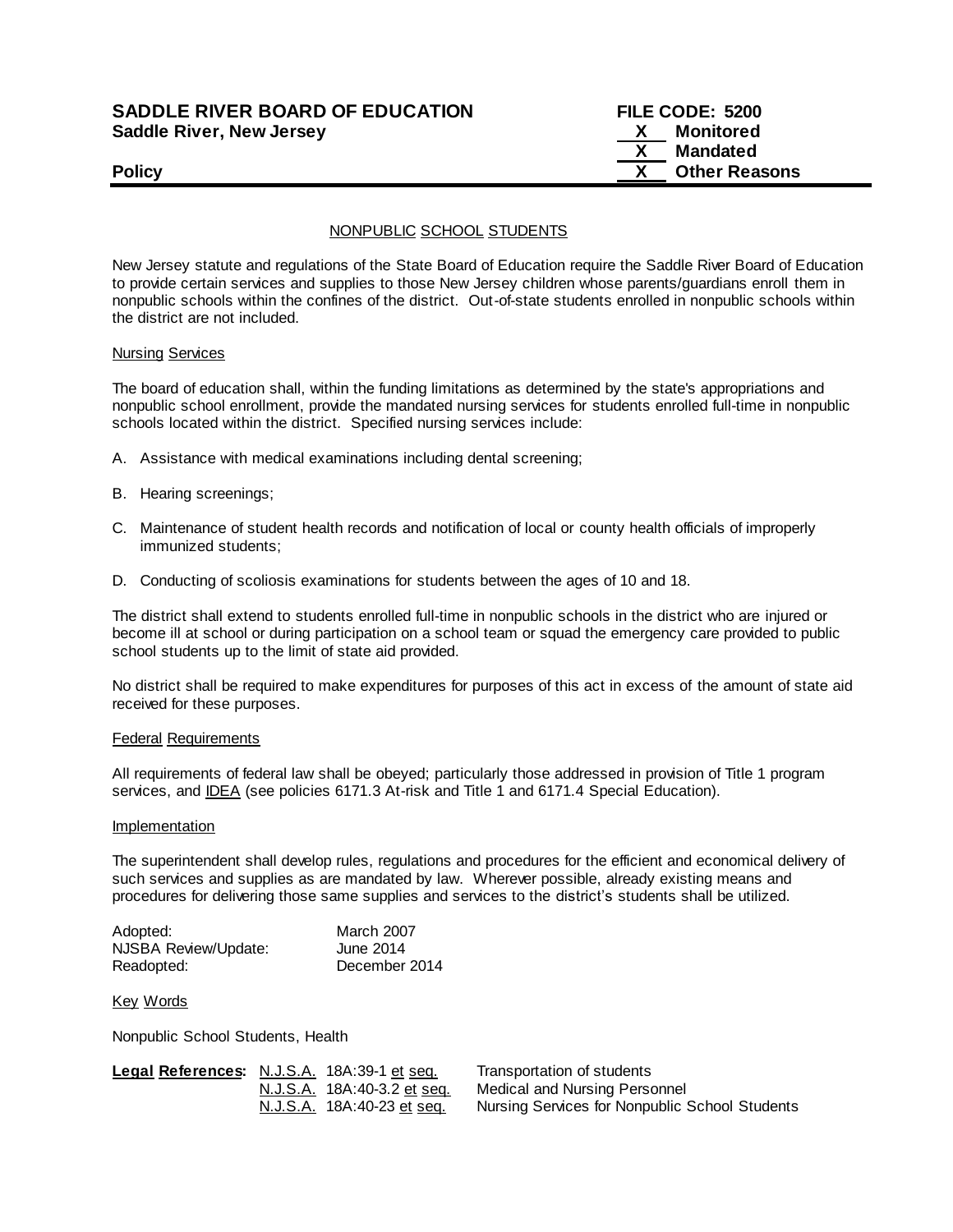**SADDLE RIVER BOARD OF EDUCATION**
**Saddle River, New Jersey**

**Policy**

**FILE CODE: 5200**
**X Monitored**
**X Mandated**
**X Other Reasons**

## NONPUBLIC SCHOOL STUDENTS

New Jersey statute and regulations of the State Board of Education require the Saddle River Board of Education to provide certain services and supplies to those New Jersey children whose parents/guardians enroll them in nonpublic schools within the confines of the district. Out-of-state students enrolled in nonpublic schools within the district are not included.

### Nursing Services

The board of education shall, within the funding limitations as determined by the state's appropriations and nonpublic school enrollment, provide the mandated nursing services for students enrolled full-time in nonpublic schools located within the district. Specified nursing services include:

A. Assistance with medical examinations including dental screening;

B. Hearing screenings;

C. Maintenance of student health records and notification of local or county health officials of improperly immunized students;

D. Conducting of scoliosis examinations for students between the ages of 10 and 18.

The district shall extend to students enrolled full-time in nonpublic schools in the district who are injured or become ill at school or during participation on a school team or squad the emergency care provided to public school students up to the limit of state aid provided.

No district shall be required to make expenditures for purposes of this act in excess of the amount of state aid received for these purposes.

### Federal Requirements

All requirements of federal law shall be obeyed; particularly those addressed in provision of Title 1 program services, and IDEA (see policies 6171.3 At-risk and Title 1 and 6171.4 Special Education).

### Implementation

The superintendent shall develop rules, regulations and procedures for the efficient and economical delivery of such services and supplies as are mandated by law. Wherever possible, already existing means and procedures for delivering those same supplies and services to the district's students shall be utilized.

| | |
|---|---|
| Adopted: | March 2007 |
| NJSBA Review/Update: | June 2014 |
| Readopted: | December 2014 |

### Key Words

Nonpublic School Students, Health

| **Legal References:** | | |
|---|---|---|
| | N.J.S.A. 18A:39-1 et seq. | Transportation of students |
| | N.J.S.A. 18A:40-3.2 et seq. | Medical and Nursing Personnel |
| | N.J.S.A. 18A:40-23 et seq. | Nursing Services for Nonpublic School Students |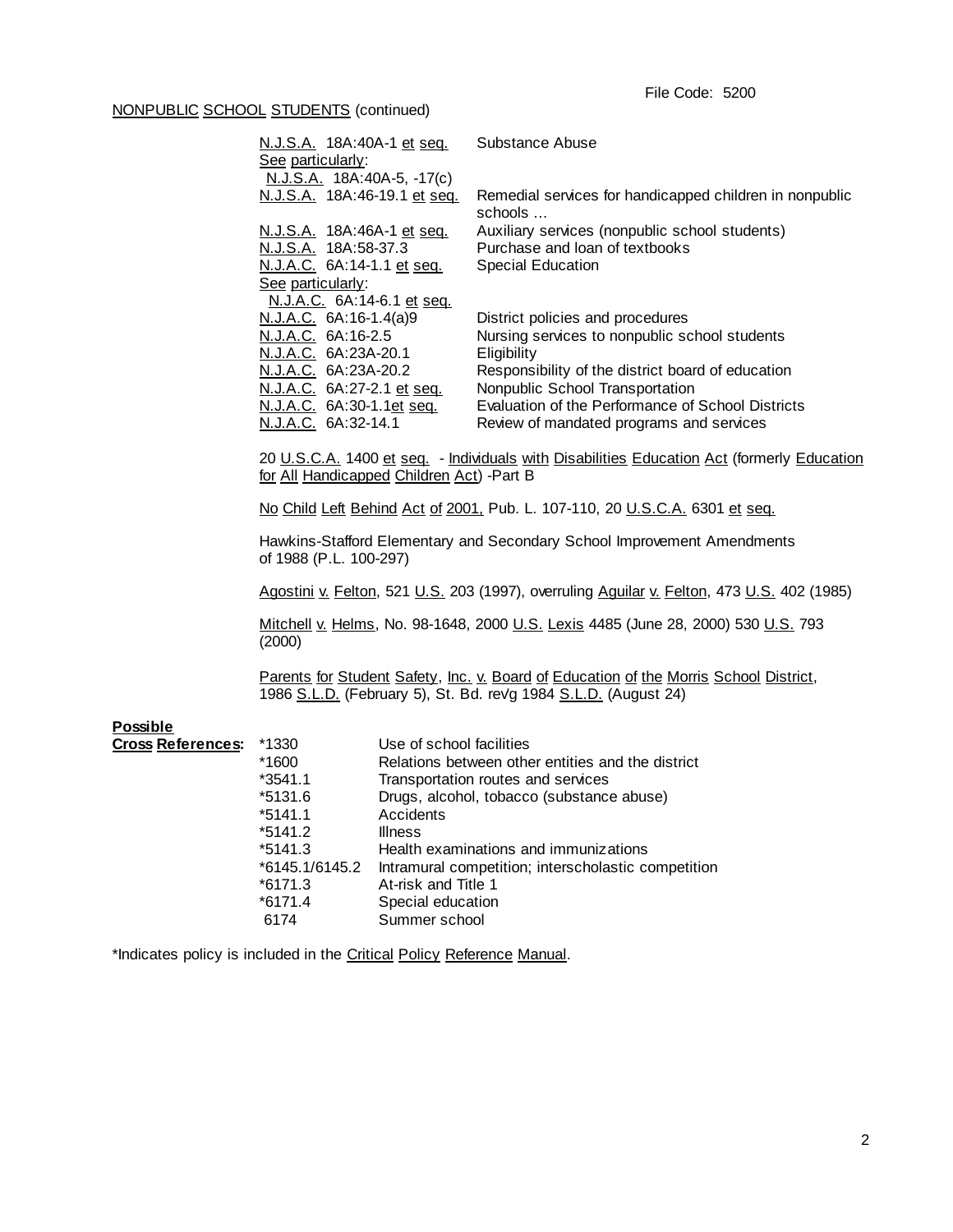File Code: 5200

NONPUBLIC SCHOOL STUDENTS (continued)

| | |
|---|---|
| N.J.S.A. 18A:40A-1 et seq. | Substance Abuse |
| See particularly: N.J.S.A. 18A:40A-5, -17(c) | |
| N.J.S.A. 18A:46-19.1 et seq. | Remedial services for handicapped children in nonpublic schools ... |
| N.J.S.A. 18A:46A-1 et seq. | Auxiliary services (nonpublic school students) |
| N.J.S.A. 18A:58-37.3 | Purchase and loan of textbooks |
| N.J.A.C. 6A:14-1.1 et seq. | Special Education |
| See particularly: N.J.A.C. 6A:14-6.1 et seq. | |
| N.J.A.C. 6A:16-1.4(a)9 | District policies and procedures |
| N.J.A.C. 6A:16-2.5 | Nursing services to nonpublic school students |
| N.J.A.C. 6A:23A-20.1 | Eligibility |
| N.J.A.C. 6A:23A-20.2 | Responsibility of the district board of education |
| N.J.A.C. 6A:27-2.1 et seq. | Nonpublic School Transportation |
| N.J.A.C. 6A:30-1.1et seq. | Evaluation of the Performance of School Districts |
| N.J.A.C. 6A:32-14.1 | Review of mandated programs and services |

20 U.S.C.A. 1400 et seq. - Individuals with Disabilities Education Act (formerly Education for All Handicapped Children Act) -Part B

No Child Left Behind Act of 2001, Pub. L. 107-110, 20 U.S.C.A. 6301 et seq.

Hawkins-Stafford Elementary and Secondary School Improvement Amendments of 1988 (P.L. 100-297)

Agostini v. Felton, 521 U.S. 203 (1997), overruling Aguilar v. Felton, 473 U.S. 402 (1985)

Mitchell v. Helms, No. 98-1648, 2000 U.S. Lexis 4485 (June 28, 2000) 530 U.S. 793 (2000)

Parents for Student Safety, Inc. v. Board of Education of the Morris School District, 1986 S.L.D. (February 5), St. Bd. rev'g 1984 S.L.D. (August 24)

**Possible Cross References:**

| | |
|---|---|
| *1330 | Use of school facilities |
| *1600 | Relations between other entities and the district |
| *3541.1 | Transportation routes and services |
| *5131.6 | Drugs, alcohol, tobacco (substance abuse) |
| *5141.1 | Accidents |
| *5141.2 | Illness |
| *5141.3 | Health examinations and immunizations |
| *6145.1/6145.2 | Intramural competition; interscholastic competition |
| *6171.3 | At-risk and Title 1 |
| *6171.4 | Special education |
| 6174 | Summer school |

*Indicates policy is included in the Critical Policy Reference Manual.